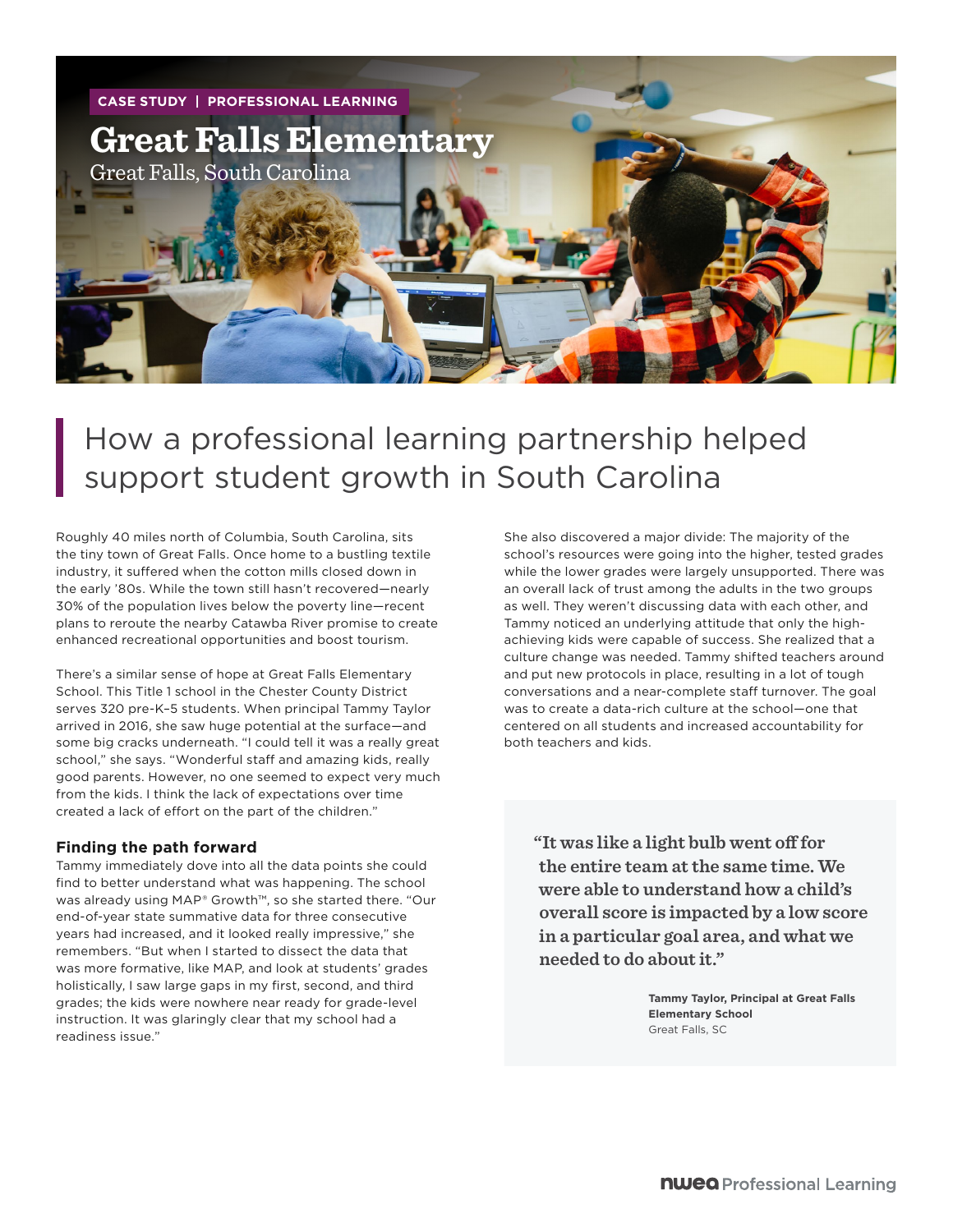CASE STUDY | PROFESSIONAL LEARNING

# Great Falls Elementary

Great Falls, South Carolina

## How a professional learning partnership helped support student growth in South Carolina

Roughly 40 miles north of Columbia, South Carolina, sits the tiny town of Great Falls. Once home to a bustling textile industry, it suffered when the cotton mills closed down in the early '80s. While the town still hasn't recovered—nearly 30% of the population lives below the poverty line—recent plans to reroute the nearby Catawba River promise to create enhanced recreational opportunities and boost tourism.

There's a similar sense of hope at Great Falls Elementary School. This Title 1 school in the Chester County District serves 320 pre-K–5 students. When principal Tammy Taylor arrived in 2016, she saw huge potential at the surface—and some big cracks underneath. "I could tell it was a really great school," she says. "Wonderful staff and amazing kids, really good parents. However, no one seemed to expect very much from the kids. I think the lack of expectations over time created a lack of effort on the part of the children."

### Finding the path forward

Tammy immediately dove into all the data points she could find to better understand what was happening. The school was already using MAP® Growth™, so she started there. "Our end-of-year state summative data for three consecutive years had increased, and it looked really impressive," she remembers. "But when I started to dissect the data that was more formative, like MAP, and look at students' grades holistically, I saw large gaps in my first, second, and third grades; the kids were nowhere near ready for grade-level instruction. It was glaringly clear that my school had a readiness issue."

She also discovered a major divide: The majority of the school's resources were going into the higher, tested grades while the lower grades were largely unsupported. There was an overall lack of trust among the adults in the two groups as well. They weren't discussing data with each other, and Tammy noticed an underlying attitude that only the high-achieving kids were capable of success. She realized that a culture change was needed. Tammy shifted teachers around and put new protocols in place, resulting in a lot of tough conversations and a near-complete staff turnover. The goal was to create a data-rich culture at the school—one that centered on all students and increased accountability for both teachers and kids.

> "It was like a light bulb went off for the entire team at the same time. We were able to understand how a child's overall score is impacted by a low score in a particular goal area, and what we needed to do about it."
>
> **Tammy Taylor, Principal at Great Falls Elementary School**
> Great Falls, SC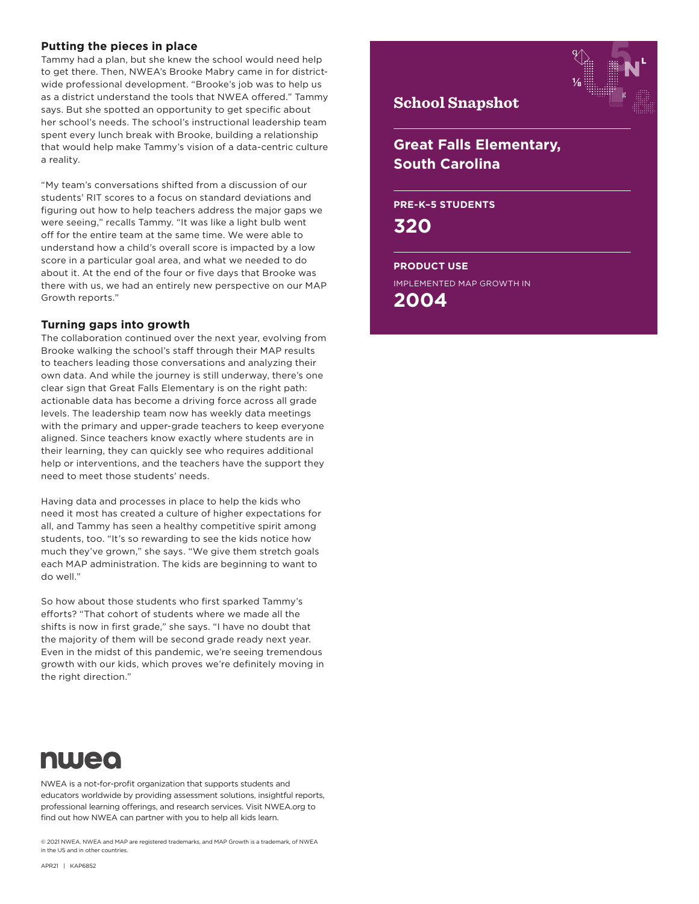### Putting the pieces in place

Tammy had a plan, but she knew the school would need help to get there. Then, NWEA's Brooke Mabry came in for district-wide professional development. "Brooke's job was to help us as a district understand the tools that NWEA offered." Tammy says. But she spotted an opportunity to get specific about her school's needs. The school's instructional leadership team spent every lunch break with Brooke, building a relationship that would help make Tammy's vision of a data-centric culture a reality.

"My team's conversations shifted from a discussion of our students' RIT scores to a focus on standard deviations and figuring out how to help teachers address the major gaps we were seeing," recalls Tammy. "It was like a light bulb went off for the entire team at the same time. We were able to understand how a child's overall score is impacted by a low score in a particular goal area, and what we needed to do about it. At the end of the four or five days that Brooke was there with us, we had an entirely new perspective on our MAP Growth reports."

### Turning gaps into growth

The collaboration continued over the next year, evolving from Brooke walking the school's staff through their MAP results to teachers leading those conversations and analyzing their own data. And while the journey is still underway, there's one clear sign that Great Falls Elementary is on the right path: actionable data has become a driving force across all grade levels. The leadership team now has weekly data meetings with the primary and upper-grade teachers to keep everyone aligned. Since teachers know exactly where students are in their learning, they can quickly see who requires additional help or interventions, and the teachers have the support they need to meet those students' needs.

Having data and processes in place to help the kids who need it most has created a culture of higher expectations for all, and Tammy has seen a healthy competitive spirit among students, too. "It's so rewarding to see the kids notice how much they've grown," she says. "We give them stretch goals each MAP administration. The kids are beginning to want to do well."

So how about those students who first sparked Tammy's efforts? "That cohort of students where we made all the shifts is now in first grade," she says. "I have no doubt that the majority of them will be second grade ready next year. Even in the midst of this pandemic, we're seeing tremendous growth with our kids, which proves we're definitely moving in the right direction."

## School Snapshot

**Great Falls Elementary, South Carolina**

**PRE-K–5 STUDENTS**

**320**

**PRODUCT USE**

IMPLEMENTED MAP GROWTH IN

**2004**

**nwea**

NWEA is a not-for-profit organization that supports students and educators worldwide by providing assessment solutions, insightful reports, professional learning offerings, and research services. Visit NWEA.org to find out how NWEA can partner with you to help all kids learn.

© 2021 NWEA. NWEA and MAP are registered trademarks, and MAP Growth is a trademark, of NWEA in the US and in other countries.

APR21 | KAP6852